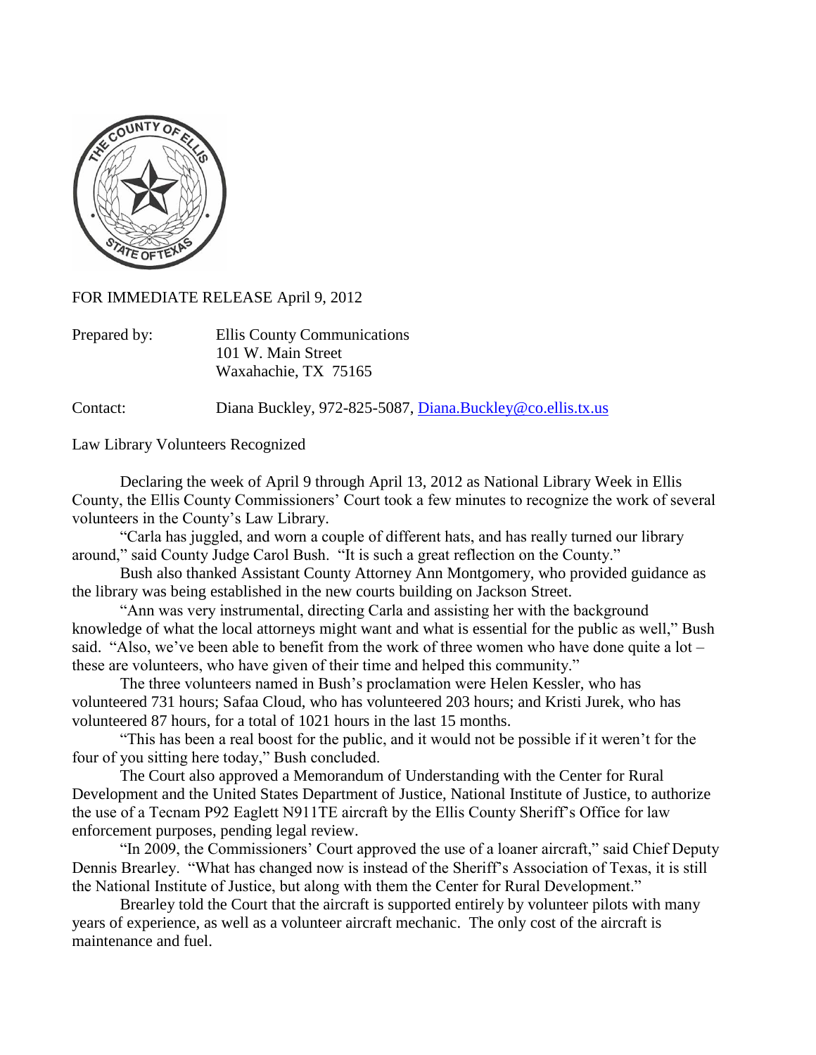FOR IMMEDIATE RELEASE April 9, 2012

Prepared by: Ellis County Communications
101 W. Main Street
Waxahachie, TX 75165

Contact: Diana Buckley, 972-825-5087, Diana.Buckley@co.ellis.tx.us

Law Library Volunteers Recognized

Declaring the week of April 9 through April 13, 2012 as National Library Week in Ellis County, the Ellis County Commissioners' Court took a few minutes to recognize the work of several volunteers in the County's Law Library.

"Carla has juggled, and worn a couple of different hats, and has really turned our library around," said County Judge Carol Bush. "It is such a great reflection on the County."

Bush also thanked Assistant County Attorney Ann Montgomery, who provided guidance as the library was being established in the new courts building on Jackson Street.

"Ann was very instrumental, directing Carla and assisting her with the background knowledge of what the local attorneys might want and what is essential for the public as well," Bush said. "Also, we've been able to benefit from the work of three women who have done quite a lot – these are volunteers, who have given of their time and helped this community."

The three volunteers named in Bush's proclamation were Helen Kessler, who has volunteered 731 hours; Safaa Cloud, who has volunteered 203 hours; and Kristi Jurek, who has volunteered 87 hours, for a total of 1021 hours in the last 15 months.

"This has been a real boost for the public, and it would not be possible if it weren't for the four of you sitting here today," Bush concluded.

The Court also approved a Memorandum of Understanding with the Center for Rural Development and the United States Department of Justice, National Institute of Justice, to authorize the use of a Tecnam P92 Eaglett N911TE aircraft by the Ellis County Sheriff's Office for law enforcement purposes, pending legal review.

"In 2009, the Commissioners' Court approved the use of a loaner aircraft," said Chief Deputy Dennis Brearley. "What has changed now is instead of the Sheriff's Association of Texas, it is still the National Institute of Justice, but along with them the Center for Rural Development."

Brearley told the Court that the aircraft is supported entirely by volunteer pilots with many years of experience, as well as a volunteer aircraft mechanic. The only cost of the aircraft is maintenance and fuel.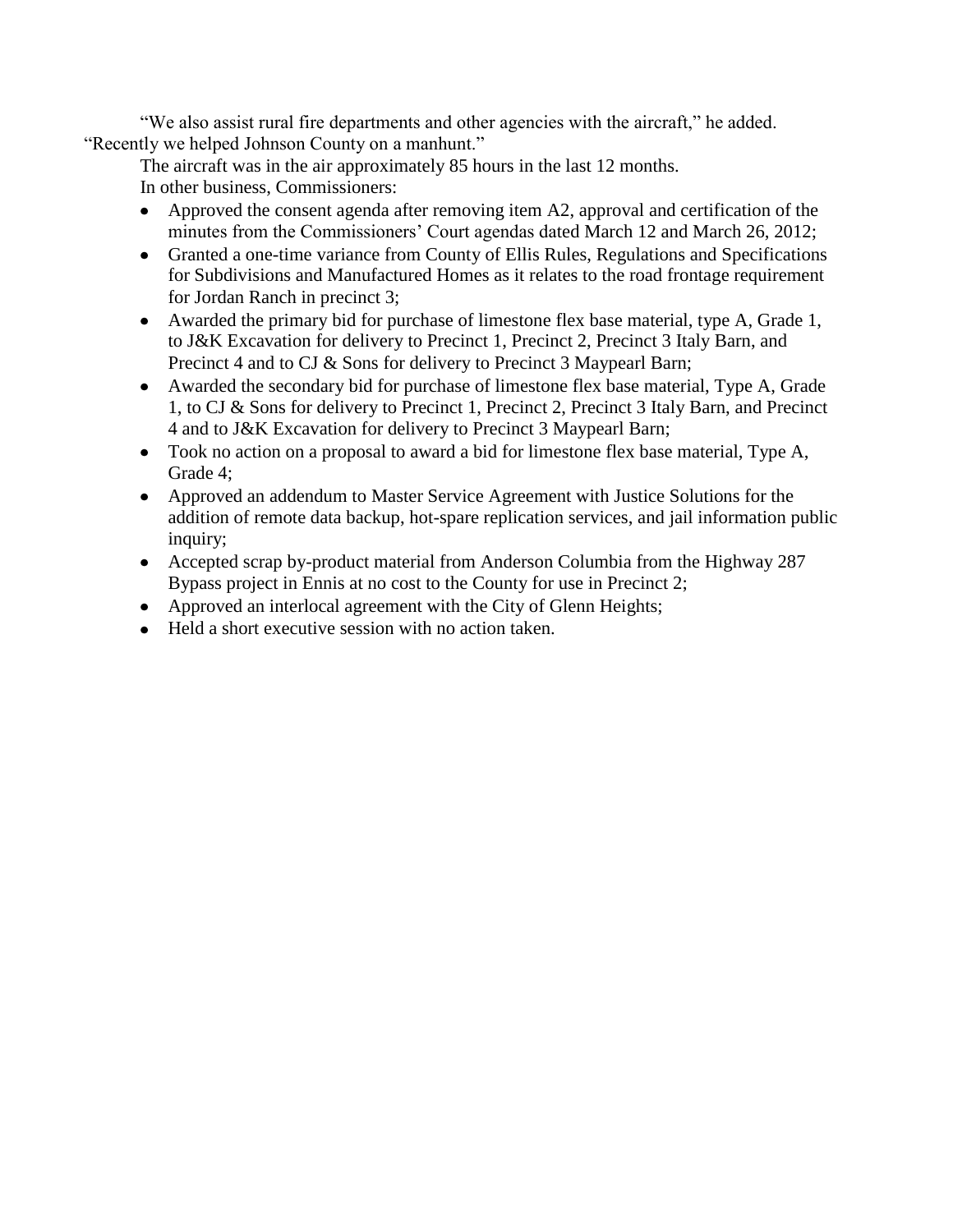"We also assist rural fire departments and other agencies with the aircraft," he added. "Recently we helped Johnson County on a manhunt."

The aircraft was in the air approximately 85 hours in the last 12 months.

In other business, Commissioners:

- Approved the consent agenda after removing item A2, approval and certification of the minutes from the Commissioners' Court agendas dated March 12 and March 26, 2012;
- Granted a one-time variance from County of Ellis Rules, Regulations and Specifications for Subdivisions and Manufactured Homes as it relates to the road frontage requirement for Jordan Ranch in precinct 3;
- Awarded the primary bid for purchase of limestone flex base material, type A, Grade 1, to J&K Excavation for delivery to Precinct 1, Precinct 2, Precinct 3 Italy Barn, and Precinct 4 and to CJ & Sons for delivery to Precinct 3 Maypearl Barn;
- Awarded the secondary bid for purchase of limestone flex base material, Type A, Grade 1, to CJ & Sons for delivery to Precinct 1, Precinct 2, Precinct 3 Italy Barn, and Precinct 4 and to J&K Excavation for delivery to Precinct 3 Maypearl Barn;
- Took no action on a proposal to award a bid for limestone flex base material, Type A, Grade 4;
- Approved an addendum to Master Service Agreement with Justice Solutions for the addition of remote data backup, hot-spare replication services, and jail information public inquiry;
- Accepted scrap by-product material from Anderson Columbia from the Highway 287 Bypass project in Ennis at no cost to the County for use in Precinct 2;
- Approved an interlocal agreement with the City of Glenn Heights;
- Held a short executive session with no action taken.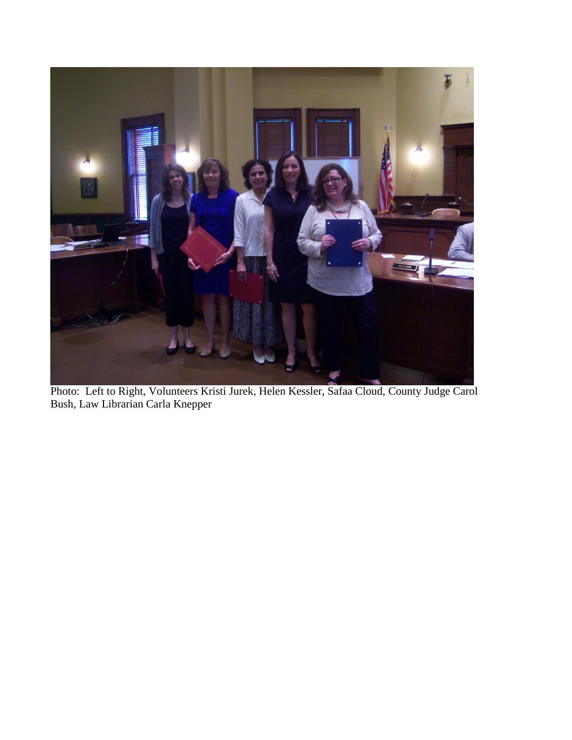Photo: Left to Right, Volunteers Kristi Jurek, Helen Kessler, Safaa Cloud, County Judge Carol Bush, Law Librarian Carla Knepper